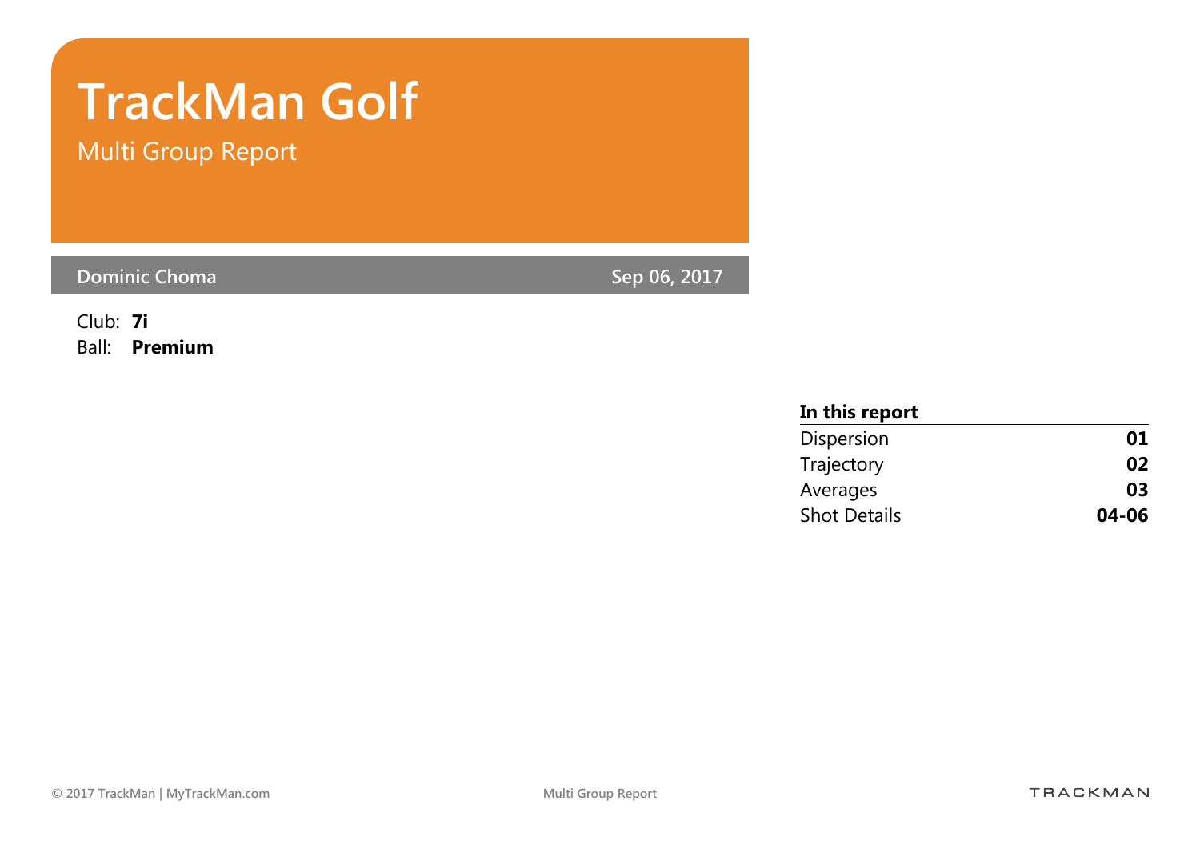# TrackMan Golf

## Multi Group Report

**Dominic Choma** Sep 06, 2017

Club: **7i**
Ball: **Premium**

**In this report**

| | |
|---|---|
| Dispersion | **01** |
| Trajectory | **02** |
| Averages | **03** |
| Shot Details | **04-06** |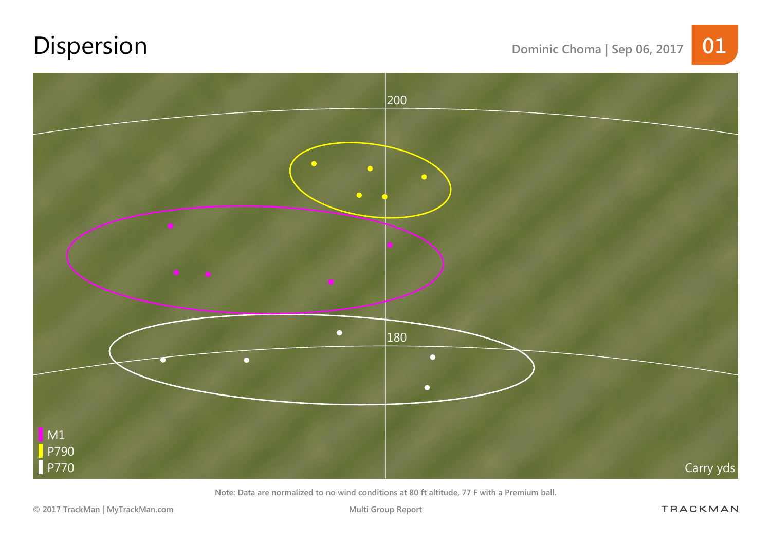# Dispersion

Dominic Choma | Sep 06, 2017

01

200

180

M1
P790
P770

Carry yds

Note: Data are normalized to no wind conditions at 80 ft altitude, 77 F with a Premium ball.

© 2017 TrackMan | MyTrackMan.com

Multi Group Report

TRACKMAN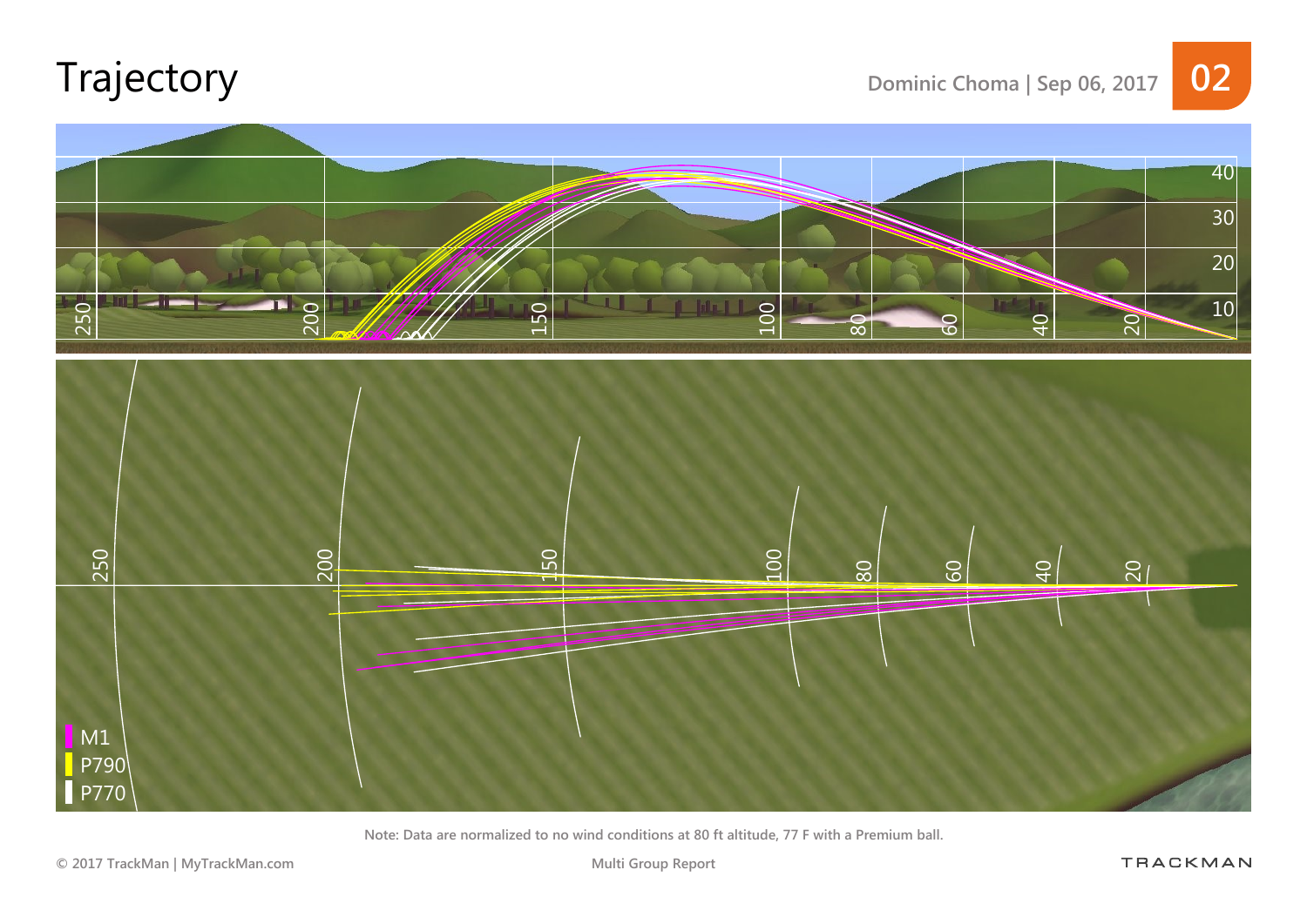# Trajectory

Dominic Choma | Sep 06, 2017

M1

P790

P770

Note: Data are normalized to no wind conditions at 80 ft altitude, 77 F with a Premium ball.

Multi Group Report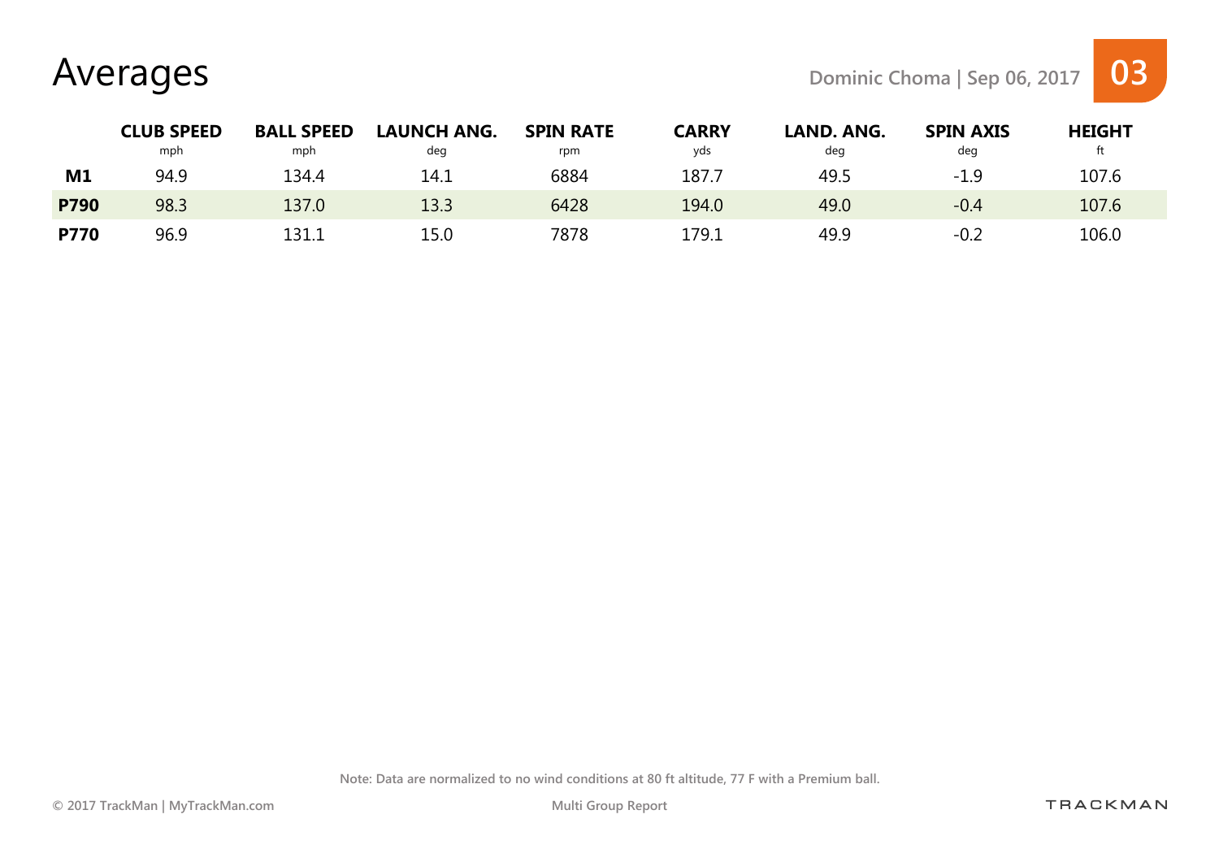# Averages

Dominic Choma | Sep 06, 2017

|  | CLUB SPEED mph | BALL SPEED mph | LAUNCH ANG. deg | SPIN RATE rpm | CARRY yds | LAND. ANG. deg | SPIN AXIS deg | HEIGHT ft |
|---|---|---|---|---|---|---|---|---|
| **M1** | 94.9 | 134.4 | 14.1 | 6884 | 187.7 | 49.5 | -1.9 | 107.6 |
| **P790** | 98.3 | 137.0 | 13.3 | 6428 | 194.0 | 49.0 | -0.4 | 107.6 |
| **P770** | 96.9 | 131.1 | 15.0 | 7878 | 179.1 | 49.9 | -0.2 | 106.0 |

Note: Data are normalized to no wind conditions at 80 ft altitude, 77 F with a Premium ball.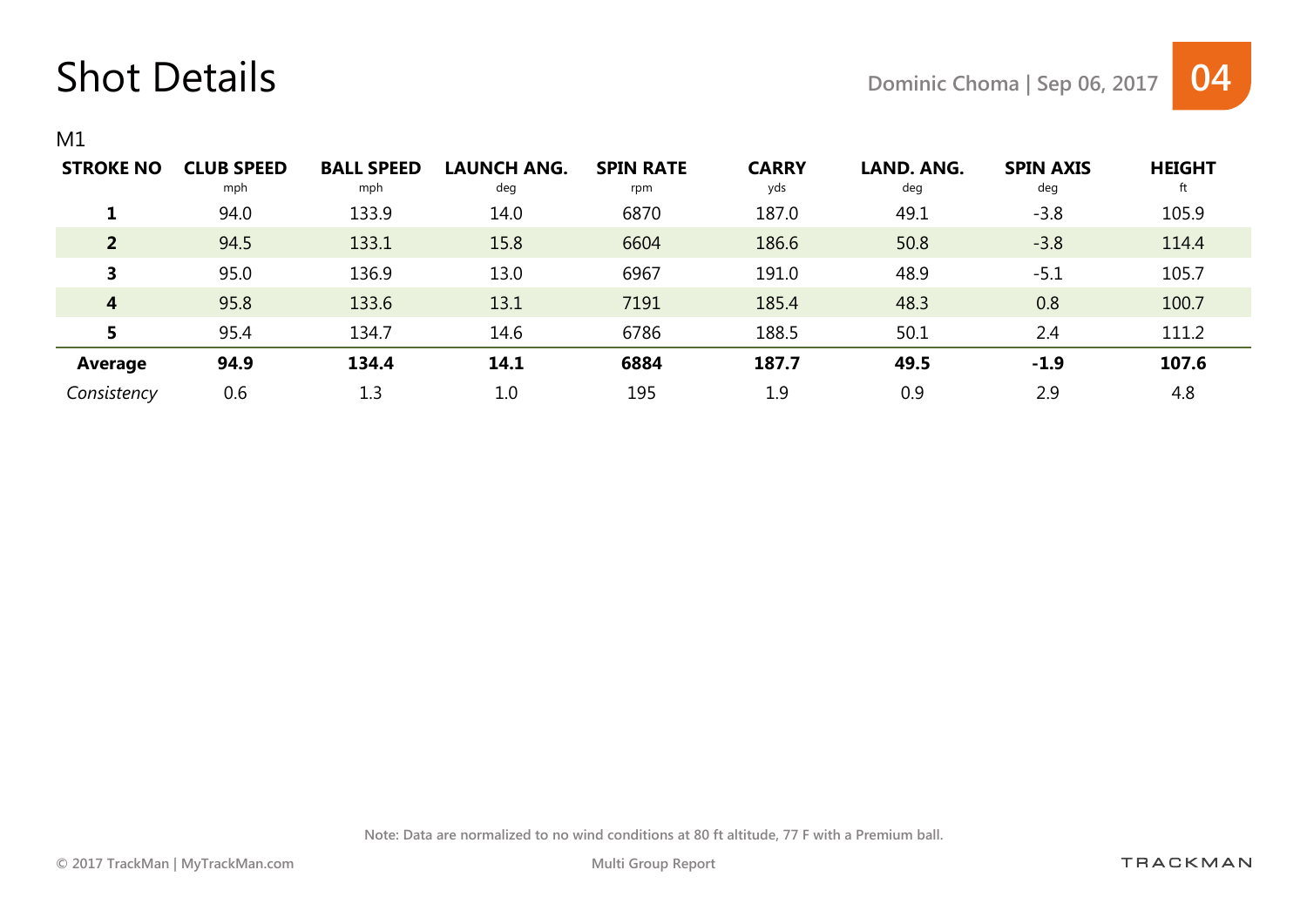# Shot Details

Dominic Choma | Sep 06, 2017

M1

| STROKE NO | CLUB SPEED mph | BALL SPEED mph | LAUNCH ANG. deg | SPIN RATE rpm | CARRY yds | LAND. ANG. deg | SPIN AXIS deg | HEIGHT ft |
|---|---|---|---|---|---|---|---|---|
| **1** | 94.0 | 133.9 | 14.0 | 6870 | 187.0 | 49.1 | -3.8 | 105.9 |
| **2** | 94.5 | 133.1 | 15.8 | 6604 | 186.6 | 50.8 | -3.8 | 114.4 |
| **3** | 95.0 | 136.9 | 13.0 | 6967 | 191.0 | 48.9 | -5.1 | 105.7 |
| **4** | 95.8 | 133.6 | 13.1 | 7191 | 185.4 | 48.3 | 0.8 | 100.7 |
| **5** | 95.4 | 134.7 | 14.6 | 6786 | 188.5 | 50.1 | 2.4 | 111.2 |
| **Average** | **94.9** | **134.4** | **14.1** | **6884** | **187.7** | **49.5** | **-1.9** | **107.6** |
| *Consistency* | 0.6 | 1.3 | 1.0 | 195 | 1.9 | 0.9 | 2.9 | 4.8 |

Note: Data are normalized to no wind conditions at 80 ft altitude, 77 F with a Premium ball.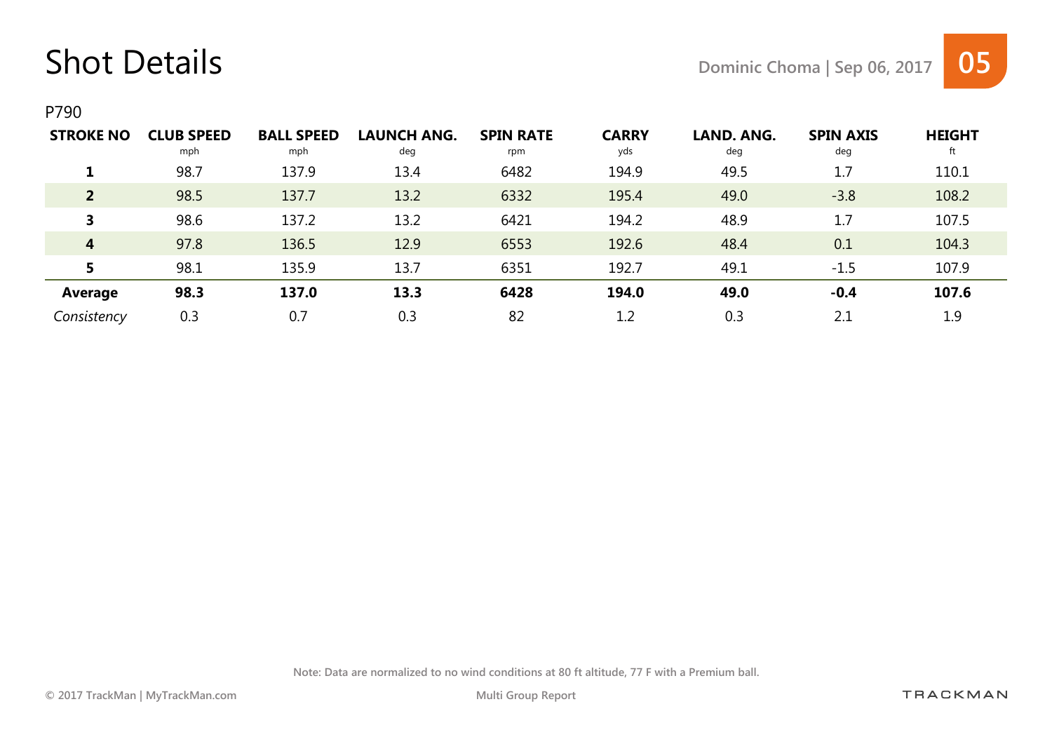# Shot Details

Dominic Choma | Sep 06, 2017 **05**

P790

| STROKE NO | CLUB SPEED mph | BALL SPEED mph | LAUNCH ANG. deg | SPIN RATE rpm | CARRY yds | LAND. ANG. deg | SPIN AXIS deg | HEIGHT ft |
|---|---|---|---|---|---|---|---|---|
| **1** | 98.7 | 137.9 | 13.4 | 6482 | 194.9 | 49.5 | 1.7 | 110.1 |
| **2** | 98.5 | 137.7 | 13.2 | 6332 | 195.4 | 49.0 | -3.8 | 108.2 |
| **3** | 98.6 | 137.2 | 13.2 | 6421 | 194.2 | 48.9 | 1.7 | 107.5 |
| **4** | 97.8 | 136.5 | 12.9 | 6553 | 192.6 | 48.4 | 0.1 | 104.3 |
| **5** | 98.1 | 135.9 | 13.7 | 6351 | 192.7 | 49.1 | -1.5 | 107.9 |
| **Average** | **98.3** | **137.0** | **13.3** | **6428** | **194.0** | **49.0** | **-0.4** | **107.6** |
| *Consistency* | 0.3 | 0.7 | 0.3 | 82 | 1.2 | 0.3 | 2.1 | 1.9 |

Note: Data are normalized to no wind conditions at 80 ft altitude, 77 F with a Premium ball.

© 2017 TrackMan | MyTrackMan.com

Multi Group Report

TRACKMAN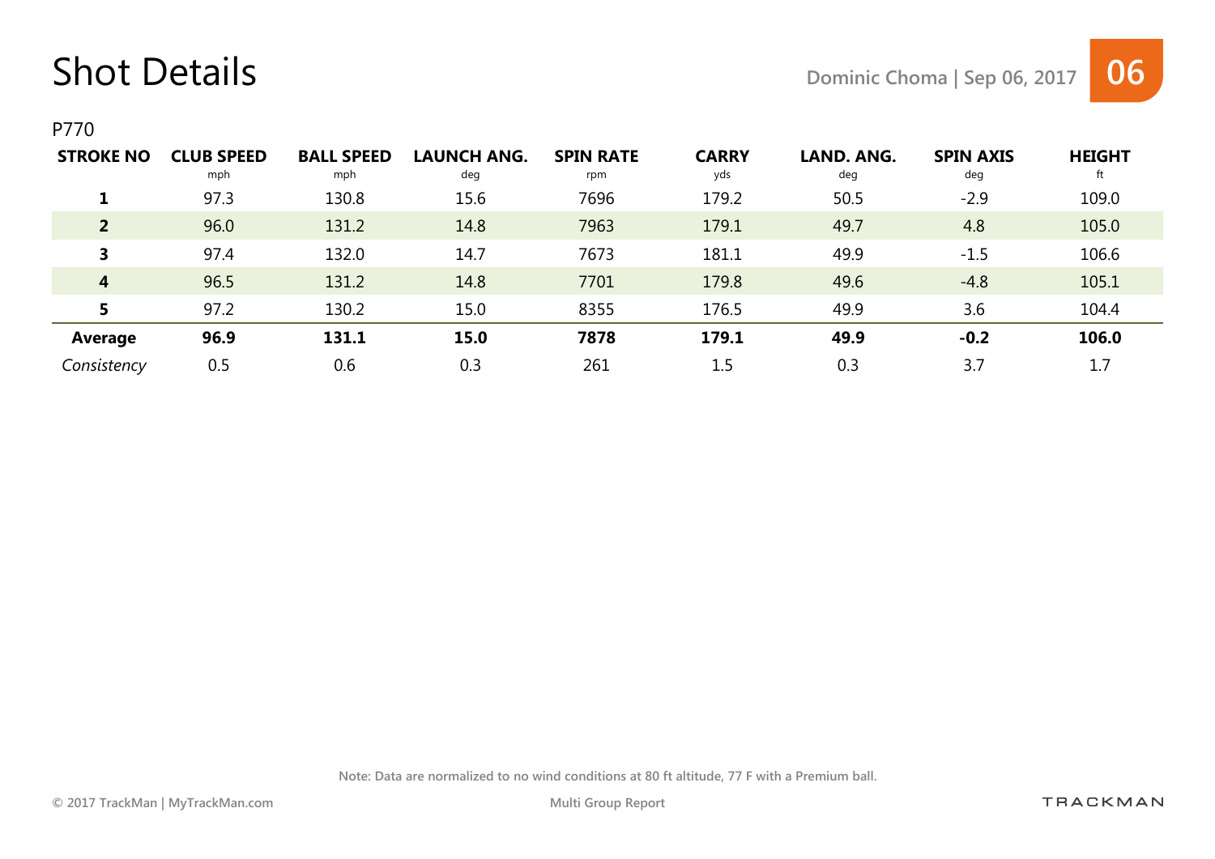# Shot Details

Dominic Choma | Sep 06, 2017

P770

| STROKE NO | CLUB SPEED mph | BALL SPEED mph | LAUNCH ANG. deg | SPIN RATE rpm | CARRY yds | LAND. ANG. deg | SPIN AXIS deg | HEIGHT ft |
|---|---|---|---|---|---|---|---|---|
| **1** | 97.3 | 130.8 | 15.6 | 7696 | 179.2 | 50.5 | -2.9 | 109.0 |
| **2** | 96.0 | 131.2 | 14.8 | 7963 | 179.1 | 49.7 | 4.8 | 105.0 |
| **3** | 97.4 | 132.0 | 14.7 | 7673 | 181.1 | 49.9 | -1.5 | 106.6 |
| **4** | 96.5 | 131.2 | 14.8 | 7701 | 179.8 | 49.6 | -4.8 | 105.1 |
| **5** | 97.2 | 130.2 | 15.0 | 8355 | 176.5 | 49.9 | 3.6 | 104.4 |
| **Average** | **96.9** | **131.1** | **15.0** | **7878** | **179.1** | **49.9** | **-0.2** | **106.0** |
| *Consistency* | 0.5 | 0.6 | 0.3 | 261 | 1.5 | 0.3 | 3.7 | 1.7 |

Note: Data are normalized to no wind conditions at 80 ft altitude, 77 F with a Premium ball.